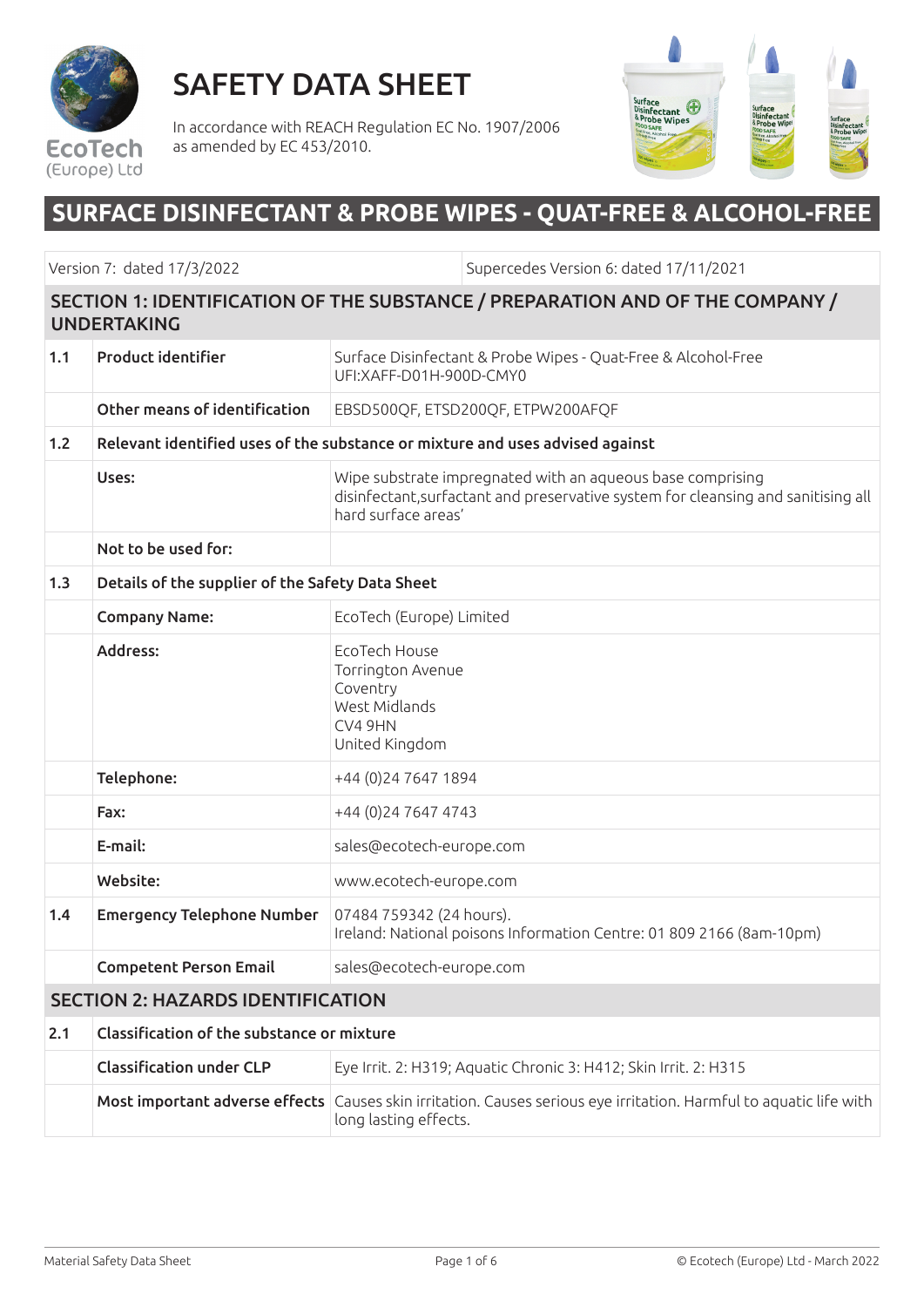EcoTech (Europe) Ltd

# SAFETY DATA SHEET

In accordance with REACH Regulation EC No. 1907/2006 as amended by EC 453/2010.

## SURFACE DISINFECTANT & PROBE WIPES - QUAT-FREE & ALCOHOL-FREE

| Version 7: dated 17/3/2022 | Supercedes Version 6: dated 17/11/2021 |
|---|---|

### SECTION 1: IDENTIFICATION OF THE SUBSTANCE / PREPARATION AND OF THE COMPANY / UNDERTAKING

| | | |
|---|---|---|
| 1.1 | **Product identifier** | Surface Disinfectant & Probe Wipes - Quat-Free & Alcohol-Free<br>UFI:XAFF-D01H-900D-CMY0 |
| | **Other means of identification** | EBSD500QF, ETSD200QF, ETPW200AFQF |
| 1.2 | **Relevant identified uses of the substance or mixture and uses advised against** | |
| | **Uses:** | Wipe substrate impregnated with an aqueous base comprising disinfectant,surfactant and preservative system for cleansing and sanitising all hard surface areas' |
| | **Not to be used for:** | |
| 1.3 | **Details of the supplier of the Safety Data Sheet** | |
| | **Company Name:** | EcoTech (Europe) Limited |
| | **Address:** | EcoTech House<br>Torrington Avenue<br>Coventry<br>West Midlands<br>CV4 9HN<br>United Kingdom |
| | **Telephone:** | +44 (0)24 7647 1894 |
| | **Fax:** | +44 (0)24 7647 4743 |
| | **E-mail:** | sales@ecotech-europe.com |
| | **Website:** | www.ecotech-europe.com |
| 1.4 | **Emergency Telephone Number** | 07484 759342 (24 hours).<br>Ireland: National poisons Information Centre: 01 809 2166 (8am-10pm) |
| | **Competent Person Email** | sales@ecotech-europe.com |

### SECTION 2: HAZARDS IDENTIFICATION

| | | |
|---|---|---|
| 2.1 | **Classification of the substance or mixture** | |
| | **Classification under CLP** | Eye Irrit. 2: H319; Aquatic Chronic 3: H412; Skin Irrit. 2: H315 |
| | **Most important adverse effects** | Causes skin irritation. Causes serious eye irritation. Harmful to aquatic life with long lasting effects. |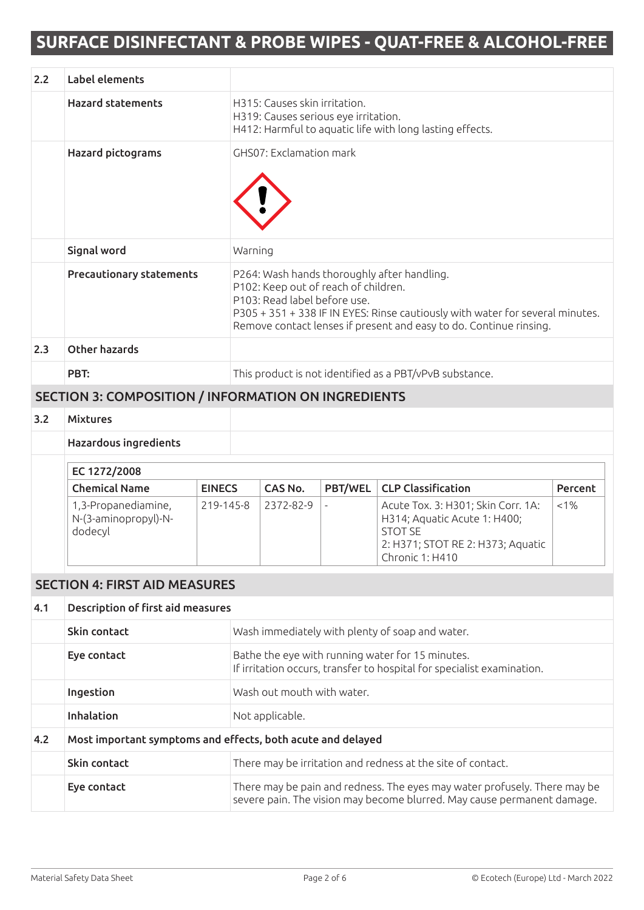| 2.2 | Label elements | |
|---|---|---|
| | Hazard statements | H315: Causes skin irritation.<br>H319: Causes serious eye irritation.<br>H412: Harmful to aquatic life with long lasting effects. |
| | Hazard pictograms | GHS07: Exclamation mark |
| | Signal word | Warning |
| | Precautionary statements | P264: Wash hands thoroughly after handling.<br>P102: Keep out of reach of children.<br>P103: Read label before use.<br>P305 + 351 + 338 IF IN EYES: Rinse cautiously with water for several minutes. Remove contact lenses if present and easy to do. Continue rinsing. |
| 2.3 | Other hazards | |
| | PBT: | This product is not identified as a PBT/vPvB substance. |

## SECTION 3: COMPOSITION / INFORMATION ON INGREDIENTS

| 3.2 | Mixtures | |
|---|---|---|
| | Hazardous ingredients | |

**EC 1272/2008**

| Chemical Name | EINECS | CAS No. | PBT/WEL | CLP Classification | Percent |
|---|---|---|---|---|---|
| 1,3-Propanediamine, N-(3-aminopropyl)-N-dodecyl | 219-145-8 | 2372-82-9 | - | Acute Tox. 3: H301; Skin Corr. 1A: H314; Aquatic Acute 1: H400; STOT SE 2: H371; STOT RE 2: H373; Aquatic Chronic 1: H410 | <1% |

## SECTION 4: FIRST AID MEASURES

| 4.1 | Description of first aid measures | |
|---|---|---|
| | Skin contact | Wash immediately with plenty of soap and water. |
| | Eye contact | Bathe the eye with running water for 15 minutes.<br>If irritation occurs, transfer to hospital for specialist examination. |
| | Ingestion | Wash out mouth with water. |
| | Inhalation | Not applicable. |
| 4.2 | Most important symptoms and effects, both acute and delayed | |
| | Skin contact | There may be irritation and redness at the site of contact. |
| | Eye contact | There may be pain and redness. The eyes may water profusely. There may be severe pain. The vision may become blurred. May cause permanent damage. |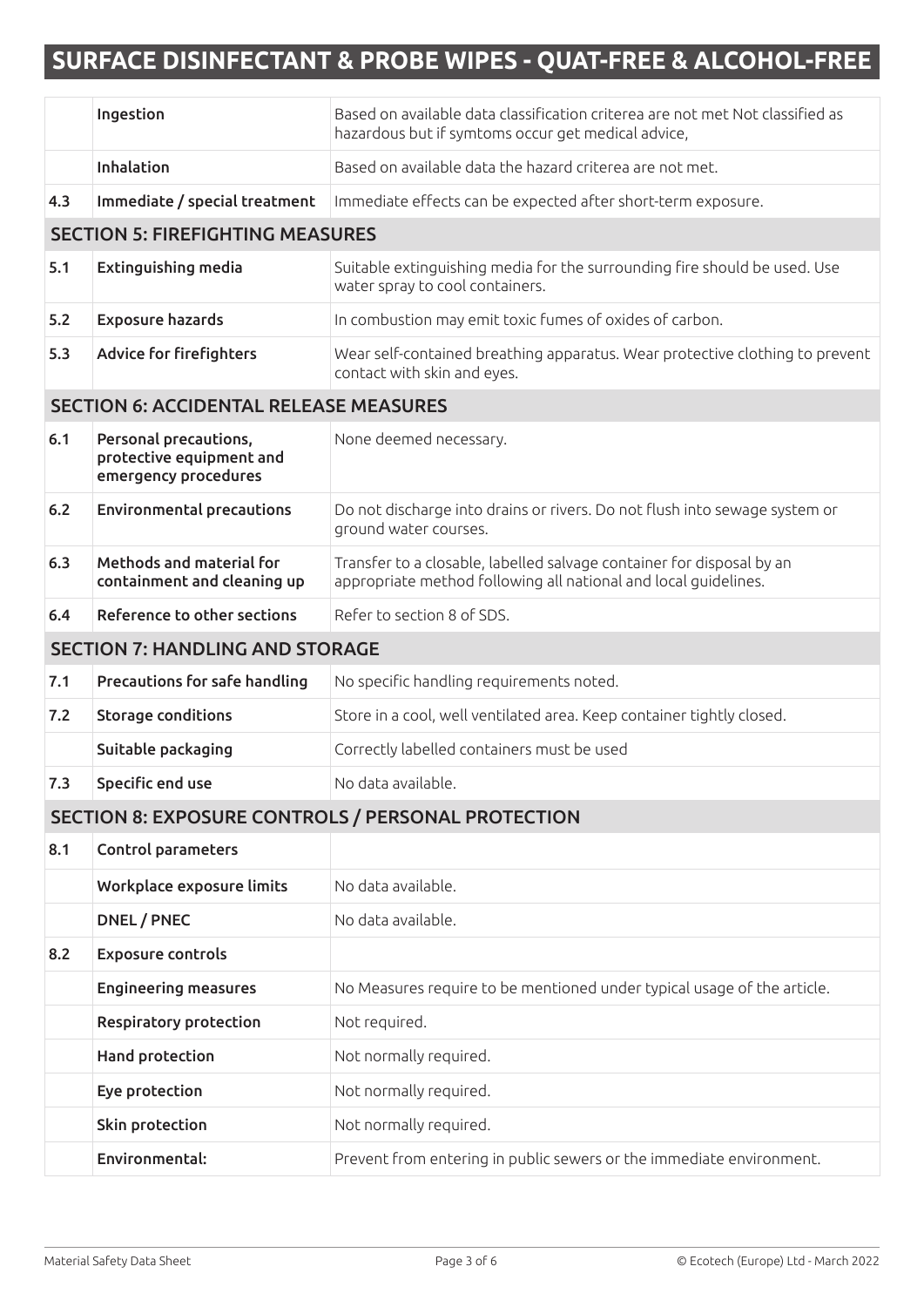|  |  |  |
|---|---|---|
|  | **Ingestion** | Based on available data classification criterea are not met Not classified as hazardous but if symtoms occur get medical advice, |
|  | **Inhalation** | Based on available data the hazard criterea are not met. |
| **4.3** | **Immediate / special treatment** | Immediate effects can be expected after short-term exposure. |

## SECTION 5: FIREFIGHTING MEASURES

|  |  |  |
|---|---|---|
| **5.1** | **Extinguishing media** | Suitable extinguishing media for the surrounding fire should be used. Use water spray to cool containers. |
| **5.2** | **Exposure hazards** | In combustion may emit toxic fumes of oxides of carbon. |
| **5.3** | **Advice for firefighters** | Wear self-contained breathing apparatus. Wear protective clothing to prevent contact with skin and eyes. |

## SECTION 6: ACCIDENTAL RELEASE MEASURES

|  |  |  |
|---|---|---|
| **6.1** | **Personal precautions, protective equipment and emergency procedures** | None deemed necessary. |
| **6.2** | **Environmental precautions** | Do not discharge into drains or rivers. Do not flush into sewage system or ground water courses. |
| **6.3** | **Methods and material for containment and cleaning up** | Transfer to a closable, labelled salvage container for disposal by an appropriate method following all national and local guidelines. |
| **6.4** | **Reference to other sections** | Refer to section 8 of SDS. |

## SECTION 7: HANDLING AND STORAGE

|  |  |  |
|---|---|---|
| **7.1** | **Precautions for safe handling** | No specific handling requirements noted. |
| **7.2** | **Storage conditions** | Store in a cool, well ventilated area. Keep container tightly closed. |
|  | **Suitable packaging** | Correctly labelled containers must be used |
| **7.3** | **Specific end use** | No data available. |

## SECTION 8: EXPOSURE CONTROLS / PERSONAL PROTECTION

|  |  |  |
|---|---|---|
| **8.1** | **Control parameters** |  |
|  | **Workplace exposure limits** | No data available. |
|  | **DNEL / PNEC** | No data available. |
| **8.2** | **Exposure controls** |  |
|  | **Engineering measures** | No Measures require to be mentioned under typical usage of the article. |
|  | **Respiratory protection** | Not required. |
|  | **Hand protection** | Not normally required. |
|  | **Eye protection** | Not normally required. |
|  | **Skin protection** | Not normally required. |
|  | **Environmental:** | Prevent from entering in public sewers or the immediate environment. |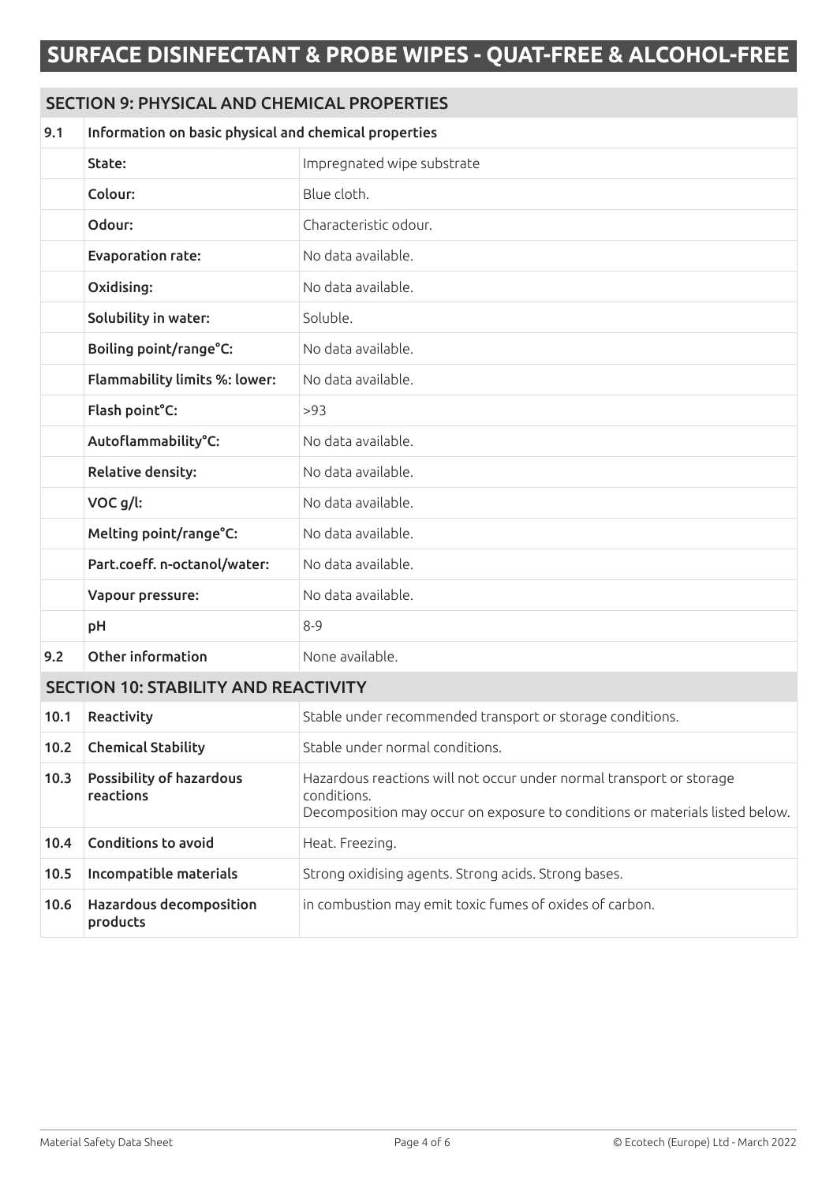# SURFACE DISINFECTANT & PROBE WIPES - QUAT-FREE & ALCOHOL-FREE

## SECTION 9: PHYSICAL AND CHEMICAL PROPERTIES

| 9.1 | Information on basic physical and chemical properties | |
|---|---|---|
| | State: | Impregnated wipe substrate |
| | Colour: | Blue cloth. |
| | Odour: | Characteristic odour. |
| | Evaporation rate: | No data available. |
| | Oxidising: | No data available. |
| | Solubility in water: | Soluble. |
| | Boiling point/range°C: | No data available. |
| | Flammability limits %: lower: | No data available. |
| | Flash point°C: | >93 |
| | Autoflammability°C: | No data available. |
| | Relative density: | No data available. |
| | VOC g/l: | No data available. |
| | Melting point/range°C: | No data available. |
| | Part.coeff. n-octanol/water: | No data available. |
| | Vapour pressure: | No data available. |
| | pH | 8-9 |
| 9.2 | Other information | None available. |

## SECTION 10: STABILITY AND REACTIVITY

| | | |
|---|---|---|
| 10.1 | Reactivity | Stable under recommended transport or storage conditions. |
| 10.2 | Chemical Stability | Stable under normal conditions. |
| 10.3 | Possibility of hazardous reactions | Hazardous reactions will not occur under normal transport or storage conditions. Decomposition may occur on exposure to conditions or materials listed below. |
| 10.4 | Conditions to avoid | Heat. Freezing. |
| 10.5 | Incompatible materials | Strong oxidising agents. Strong acids. Strong bases. |
| 10.6 | Hazardous decomposition products | in combustion may emit toxic fumes of oxides of carbon. |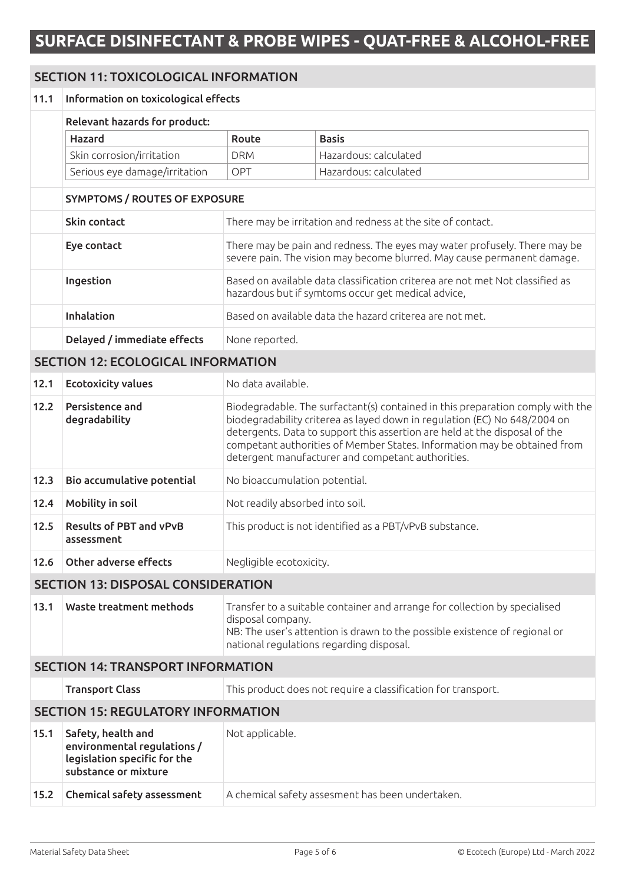# SURFACE DISINFECTANT & PROBE WIPES - QUAT-FREE & ALCOHOL-FREE

## SECTION 11: TOXICOLOGICAL INFORMATION

**11.1 Information on toxicological effects**

**Relevant hazards for product:**

| Hazard | Route | Basis |
|---|---|---|
| Skin corrosion/irritation | DRM | Hazardous: calculated |
| Serious eye damage/irritation | OPT | Hazardous: calculated |

**SYMPTOMS / ROUTES OF EXPOSURE**

| | |
|---|---|
| **Skin contact** | There may be irritation and redness at the site of contact. |
| **Eye contact** | There may be pain and redness. The eyes may water profusely. There may be severe pain. The vision may become blurred. May cause permanent damage. |
| **Ingestion** | Based on available data classification criterea are not met Not classified as hazardous but if symtoms occur get medical advice, |
| **Inhalation** | Based on available data the hazard criterea are not met. |
| **Delayed / immediate effects** | None reported. |

## SECTION 12: ECOLOGICAL INFORMATION

| | | |
|---|---|---|
| **12.1** | **Ecotoxicity values** | No data available. |
| **12.2** | **Persistence and degradability** | Biodegradable. The surfactant(s) contained in this preparation comply with the biodegradability criterea as layed down in regulation (EC) No 648/2004 on detergents. Data to support this assertion are held at the disposal of the competant authorities of Member States. Information may be obtained from detergent manufacturer and competant authorities. |
| **12.3** | **Bio accumulative potential** | No bioaccumulation potential. |
| **12.4** | **Mobility in soil** | Not readily absorbed into soil. |
| **12.5** | **Results of PBT and vPvB assessment** | This product is not identified as a PBT/vPvB substance. |
| **12.6** | **Other adverse effects** | Negligible ecotoxicity. |

## SECTION 13: DISPOSAL CONSIDERATION

| | | |
|---|---|---|
| **13.1** | **Waste treatment methods** | Transfer to a suitable container and arrange for collection by specialised disposal company.<br>NB: The user's attention is drawn to the possible existence of regional or national regulations regarding disposal. |

## SECTION 14: TRANSPORT INFORMATION

| | |
|---|---|
| **Transport Class** | This product does not require a classification for transport. |

## SECTION 15: REGULATORY INFORMATION

| | | |
|---|---|---|
| **15.1** | **Safety, health and environmental regulations / legislation specific for the substance or mixture** | Not applicable. |
| **15.2** | **Chemical safety assessment** | A chemical safety assesment has been undertaken. |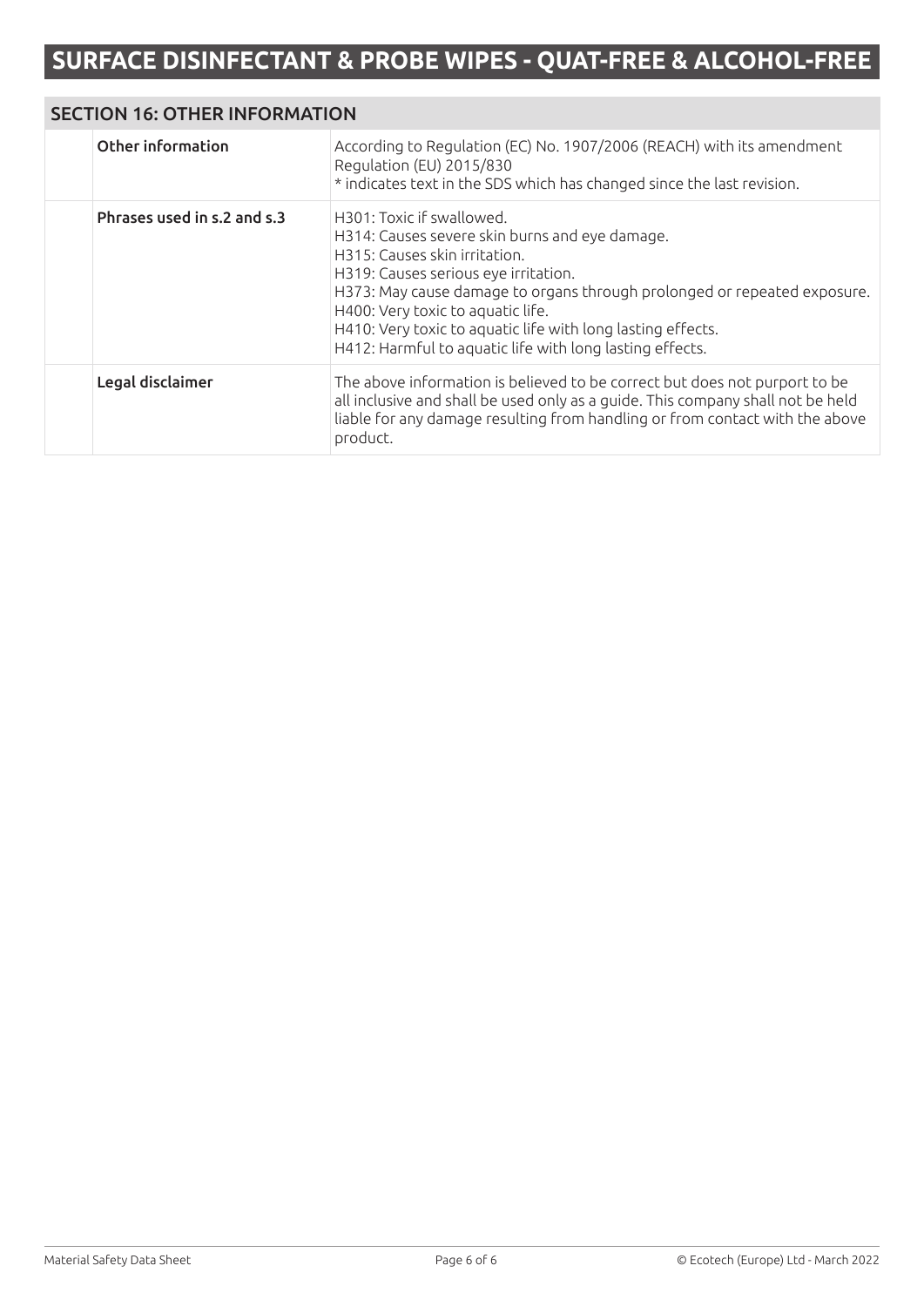# SURFACE DISINFECTANT & PROBE WIPES - QUAT-FREE & ALCOHOL-FREE

## SECTION 16: OTHER INFORMATION

| | |
|---|---|
| **Other information** | According to Regulation (EC) No. 1907/2006 (REACH) with its amendment Regulation (EU) 2015/830<br>* indicates text in the SDS which has changed since the last revision. |
| **Phrases used in s.2 and s.3** | H301: Toxic if swallowed.<br>H314: Causes severe skin burns and eye damage.<br>H315: Causes skin irritation.<br>H319: Causes serious eye irritation.<br>H373: May cause damage to organs through prolonged or repeated exposure.<br>H400: Very toxic to aquatic life.<br>H410: Very toxic to aquatic life with long lasting effects.<br>H412: Harmful to aquatic life with long lasting effects. |
| **Legal disclaimer** | The above information is believed to be correct but does not purport to be all inclusive and shall be used only as a guide. This company shall not be held liable for any damage resulting from handling or from contact with the above product. |